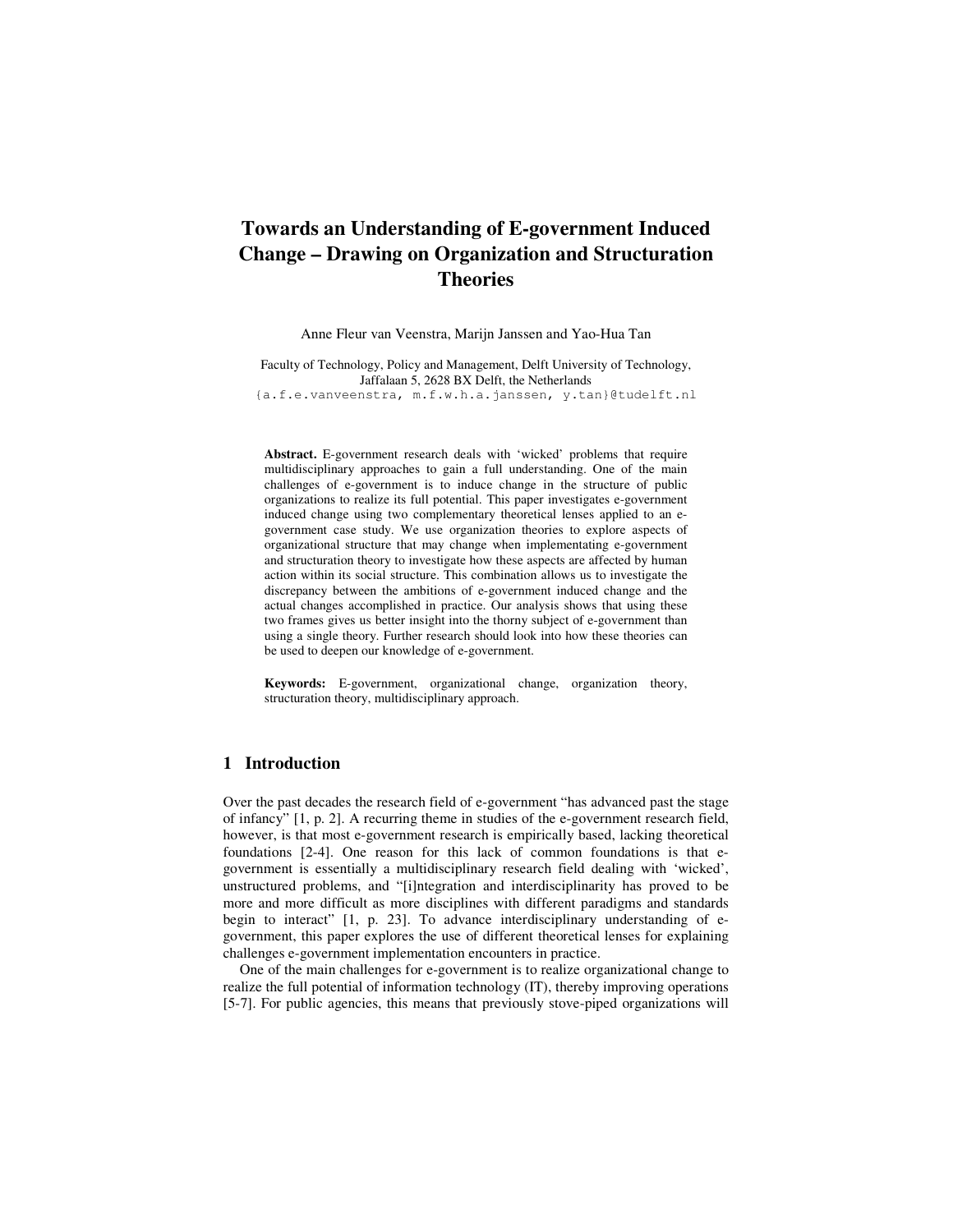# Towards an Understanding of E-government Induced Change – Drawing on Organization and Structuration Theories

Anne Fleur van Veenstra, Marijn Janssen and Yao-Hua Tan

Faculty of Technology, Policy and Management, Delft University of Technology, Jaffalaan 5, 2628 BX Delft, the Netherlands
{a.f.e.vanveenstra, m.f.w.h.a.janssen, y.tan}@tudelft.nl

**Abstract.** E-government research deals with 'wicked' problems that require multidisciplinary approaches to gain a full understanding. One of the main challenges of e-government is to induce change in the structure of public organizations to realize its full potential. This paper investigates e-government induced change using two complementary theoretical lenses applied to an e-government case study. We use organization theories to explore aspects of organizational structure that may change when implementating e-government and structuration theory to investigate how these aspects are affected by human action within its social structure. This combination allows us to investigate the discrepancy between the ambitions of e-government induced change and the actual changes accomplished in practice. Our analysis shows that using these two frames gives us better insight into the thorny subject of e-government than using a single theory. Further research should look into how these theories can be used to deepen our knowledge of e-government.

**Keywords:** E-government, organizational change, organization theory, structuration theory, multidisciplinary approach.

## 1 Introduction

Over the past decades the research field of e-government "has advanced past the stage of infancy" [1, p. 2]. A recurring theme in studies of the e-government research field, however, is that most e-government research is empirically based, lacking theoretical foundations [2-4]. One reason for this lack of common foundations is that e-government is essentially a multidisciplinary research field dealing with 'wicked', unstructured problems, and "[i]ntegration and interdisciplinarity has proved to be more and more difficult as more disciplines with different paradigms and standards begin to interact" [1, p. 23]. To advance interdisciplinary understanding of e-government, this paper explores the use of different theoretical lenses for explaining challenges e-government implementation encounters in practice.

One of the main challenges for e-government is to realize organizational change to realize the full potential of information technology (IT), thereby improving operations [5-7]. For public agencies, this means that previously stove-piped organizations will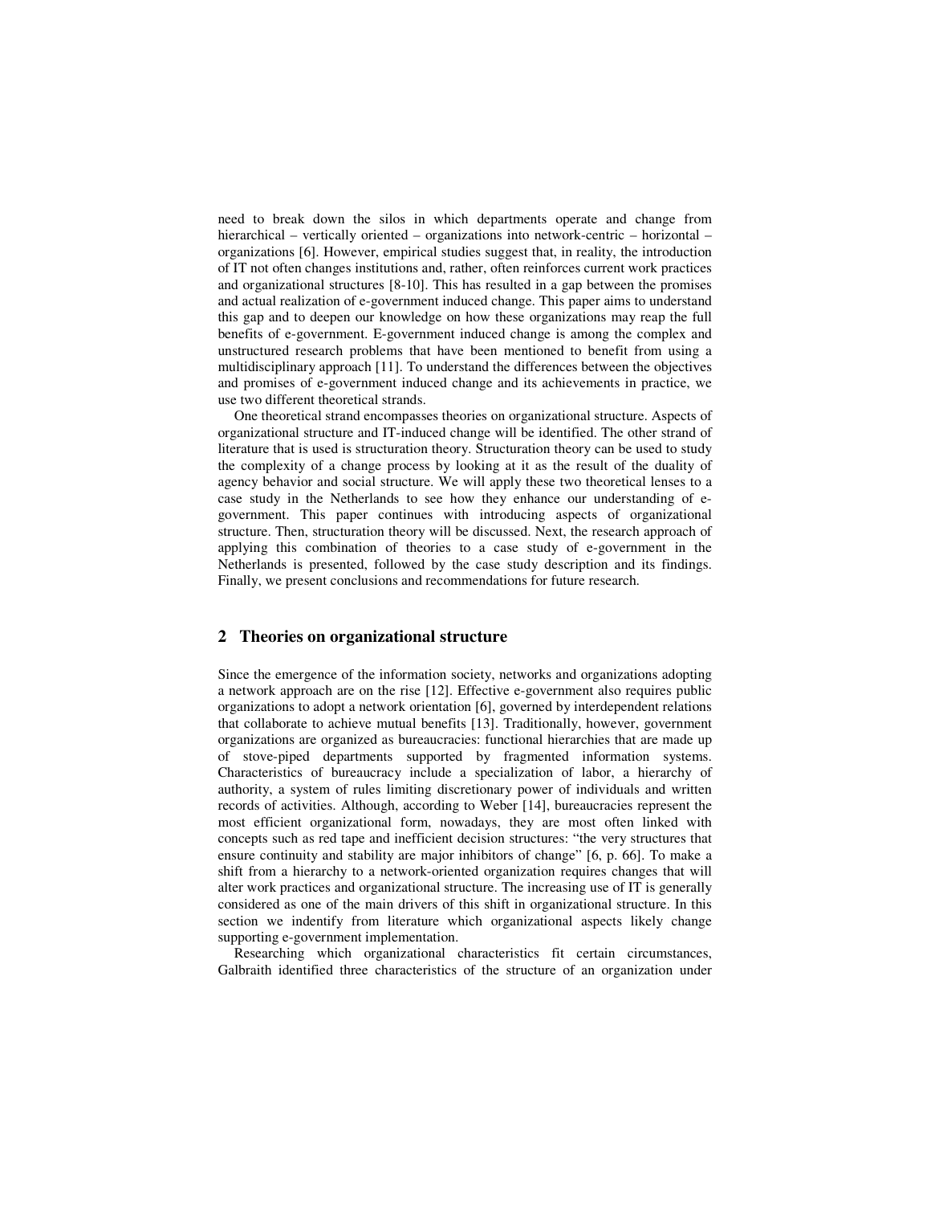need to break down the silos in which departments operate and change from hierarchical – vertically oriented – organizations into network-centric – horizontal – organizations [6]. However, empirical studies suggest that, in reality, the introduction of IT not often changes institutions and, rather, often reinforces current work practices and organizational structures [8-10]. This has resulted in a gap between the promises and actual realization of e-government induced change. This paper aims to understand this gap and to deepen our knowledge on how these organizations may reap the full benefits of e-government. E-government induced change is among the complex and unstructured research problems that have been mentioned to benefit from using a multidisciplinary approach [11]. To understand the differences between the objectives and promises of e-government induced change and its achievements in practice, we use two different theoretical strands.

One theoretical strand encompasses theories on organizational structure. Aspects of organizational structure and IT-induced change will be identified. The other strand of literature that is used is structuration theory. Structuration theory can be used to study the complexity of a change process by looking at it as the result of the duality of agency behavior and social structure. We will apply these two theoretical lenses to a case study in the Netherlands to see how they enhance our understanding of e-government. This paper continues with introducing aspects of organizational structure. Then, structuration theory will be discussed. Next, the research approach of applying this combination of theories to a case study of e-government in the Netherlands is presented, followed by the case study description and its findings. Finally, we present conclusions and recommendations for future research.

## 2 Theories on organizational structure

Since the emergence of the information society, networks and organizations adopting a network approach are on the rise [12]. Effective e-government also requires public organizations to adopt a network orientation [6], governed by interdependent relations that collaborate to achieve mutual benefits [13]. Traditionally, however, government organizations are organized as bureaucracies: functional hierarchies that are made up of stove-piped departments supported by fragmented information systems. Characteristics of bureaucracy include a specialization of labor, a hierarchy of authority, a system of rules limiting discretionary power of individuals and written records of activities. Although, according to Weber [14], bureaucracies represent the most efficient organizational form, nowadays, they are most often linked with concepts such as red tape and inefficient decision structures: "the very structures that ensure continuity and stability are major inhibitors of change" [6, p. 66]. To make a shift from a hierarchy to a network-oriented organization requires changes that will alter work practices and organizational structure. The increasing use of IT is generally considered as one of the main drivers of this shift in organizational structure. In this section we indentify from literature which organizational aspects likely change supporting e-government implementation.

Researching which organizational characteristics fit certain circumstances, Galbraith identified three characteristics of the structure of an organization under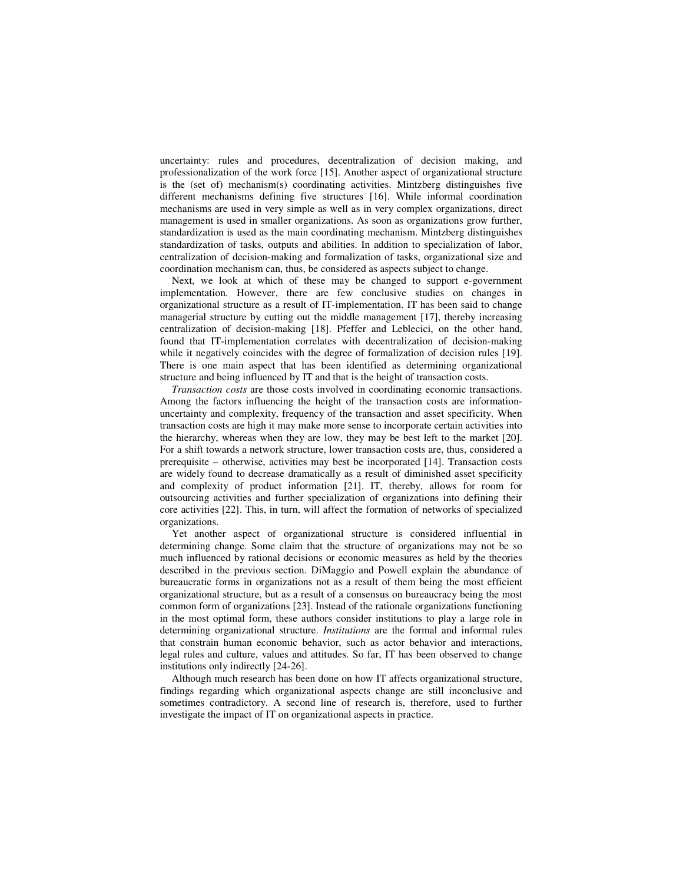uncertainty: rules and procedures, decentralization of decision making, and professionalization of the work force [15]. Another aspect of organizational structure is the (set of) mechanism(s) coordinating activities. Mintzberg distinguishes five different mechanisms defining five structures [16]. While informal coordination mechanisms are used in very simple as well as in very complex organizations, direct management is used in smaller organizations. As soon as organizations grow further, standardization is used as the main coordinating mechanism. Mintzberg distinguishes standardization of tasks, outputs and abilities. In addition to specialization of labor, centralization of decision-making and formalization of tasks, organizational size and coordination mechanism can, thus, be considered as aspects subject to change.

Next, we look at which of these may be changed to support e-government implementation. However, there are few conclusive studies on changes in organizational structure as a result of IT-implementation. IT has been said to change managerial structure by cutting out the middle management [17], thereby increasing centralization of decision-making [18]. Pfeffer and Leblecici, on the other hand, found that IT-implementation correlates with decentralization of decision-making while it negatively coincides with the degree of formalization of decision rules [19]. There is one main aspect that has been identified as determining organizational structure and being influenced by IT and that is the height of transaction costs.

*Transaction costs* are those costs involved in coordinating economic transactions. Among the factors influencing the height of the transaction costs are information-uncertainty and complexity, frequency of the transaction and asset specificity. When transaction costs are high it may make more sense to incorporate certain activities into the hierarchy, whereas when they are low, they may be best left to the market [20]. For a shift towards a network structure, lower transaction costs are, thus, considered a prerequisite – otherwise, activities may best be incorporated [14]. Transaction costs are widely found to decrease dramatically as a result of diminished asset specificity and complexity of product information [21]. IT, thereby, allows for room for outsourcing activities and further specialization of organizations into defining their core activities [22]. This, in turn, will affect the formation of networks of specialized organizations.

Yet another aspect of organizational structure is considered influential in determining change. Some claim that the structure of organizations may not be so much influenced by rational decisions or economic measures as held by the theories described in the previous section. DiMaggio and Powell explain the abundance of bureaucratic forms in organizations not as a result of them being the most efficient organizational structure, but as a result of a consensus on bureaucracy being the most common form of organizations [23]. Instead of the rationale organizations functioning in the most optimal form, these authors consider institutions to play a large role in determining organizational structure. *Institutions* are the formal and informal rules that constrain human economic behavior, such as actor behavior and interactions, legal rules and culture, values and attitudes. So far, IT has been observed to change institutions only indirectly [24-26].

Although much research has been done on how IT affects organizational structure, findings regarding which organizational aspects change are still inconclusive and sometimes contradictory. A second line of research is, therefore, used to further investigate the impact of IT on organizational aspects in practice.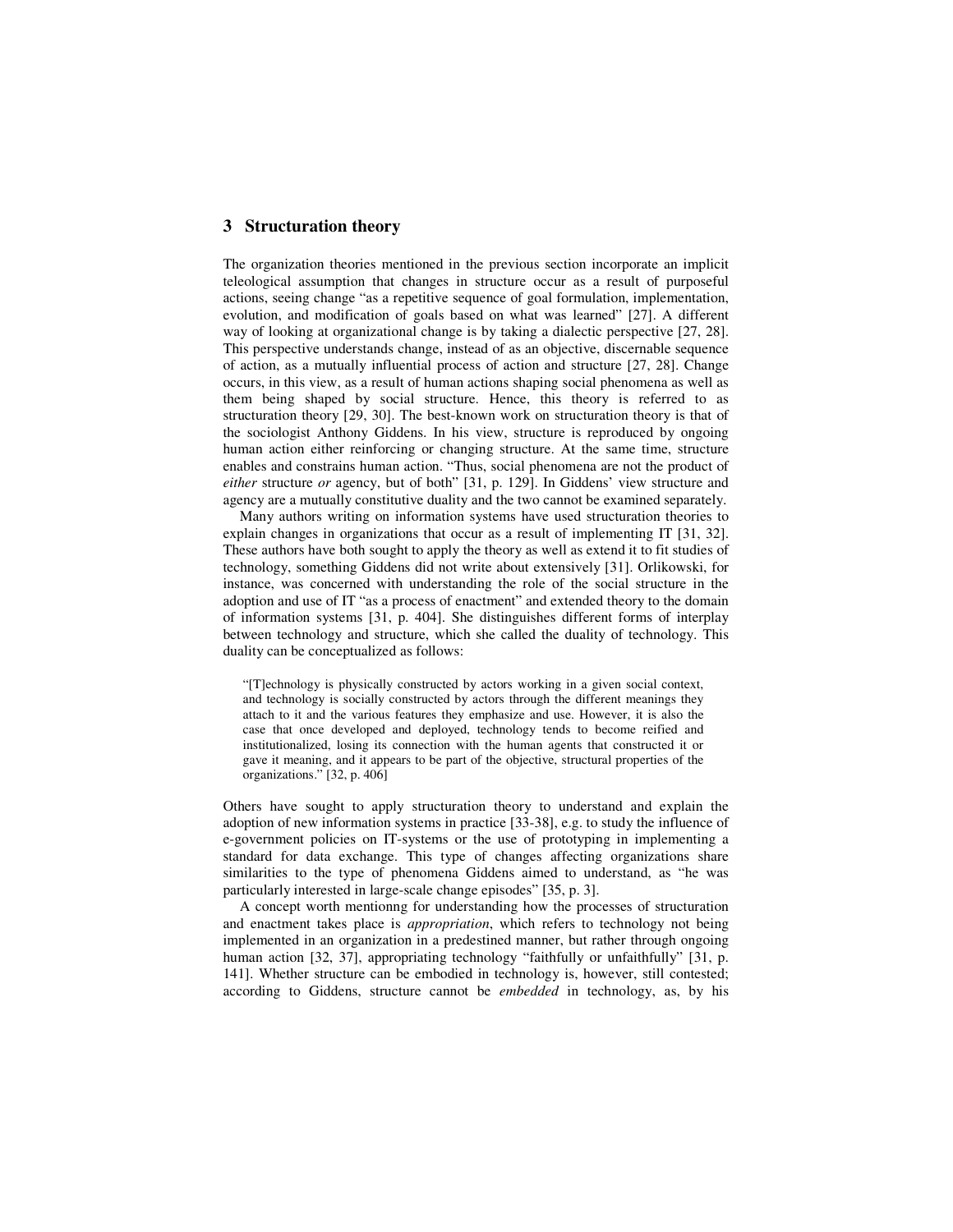## 3 Structuration theory

The organization theories mentioned in the previous section incorporate an implicit teleological assumption that changes in structure occur as a result of purposeful actions, seeing change "as a repetitive sequence of goal formulation, implementation, evolution, and modification of goals based on what was learned" [27]. A different way of looking at organizational change is by taking a dialectic perspective [27, 28]. This perspective understands change, instead of as an objective, discernable sequence of action, as a mutually influential process of action and structure [27, 28]. Change occurs, in this view, as a result of human actions shaping social phenomena as well as them being shaped by social structure. Hence, this theory is referred to as structuration theory [29, 30]. The best-known work on structuration theory is that of the sociologist Anthony Giddens. In his view, structure is reproduced by ongoing human action either reinforcing or changing structure. At the same time, structure enables and constrains human action. "Thus, social phenomena are not the product of *either* structure *or* agency, but of both" [31, p. 129]. In Giddens' view structure and agency are a mutually constitutive duality and the two cannot be examined separately.

Many authors writing on information systems have used structuration theories to explain changes in organizations that occur as a result of implementing IT [31, 32]. These authors have both sought to apply the theory as well as extend it to fit studies of technology, something Giddens did not write about extensively [31]. Orlikowski, for instance, was concerned with understanding the role of the social structure in the adoption and use of IT "as a process of enactment" and extended theory to the domain of information systems [31, p. 404]. She distinguishes different forms of interplay between technology and structure, which she called the duality of technology. This duality can be conceptualized as follows:

> "[T]echnology is physically constructed by actors working in a given social context, and technology is socially constructed by actors through the different meanings they attach to it and the various features they emphasize and use. However, it is also the case that once developed and deployed, technology tends to become reified and institutionalized, losing its connection with the human agents that constructed it or gave it meaning, and it appears to be part of the objective, structural properties of the organizations." [32, p. 406]

Others have sought to apply structuration theory to understand and explain the adoption of new information systems in practice [33-38], e.g. to study the influence of e-government policies on IT-systems or the use of prototyping in implementing a standard for data exchange. This type of changes affecting organizations share similarities to the type of phenomena Giddens aimed to understand, as "he was particularly interested in large-scale change episodes" [35, p. 3].

A concept worth mentionng for understanding how the processes of structuration and enactment takes place is *appropriation*, which refers to technology not being implemented in an organization in a predestined manner, but rather through ongoing human action [32, 37], appropriating technology "faithfully or unfaithfully" [31, p. 141]. Whether structure can be embodied in technology is, however, still contested; according to Giddens, structure cannot be *embedded* in technology, as, by his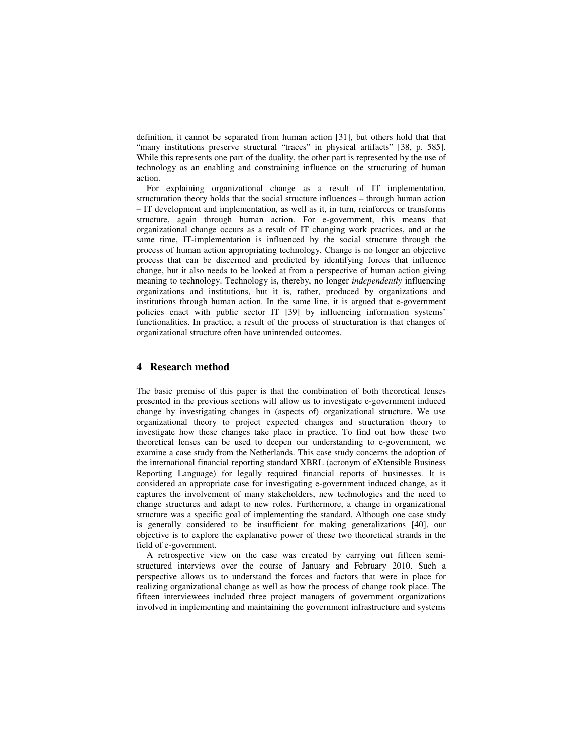definition, it cannot be separated from human action [31], but others hold that that "many institutions preserve structural "traces" in physical artifacts" [38, p. 585]. While this represents one part of the duality, the other part is represented by the use of technology as an enabling and constraining influence on the structuring of human action.

For explaining organizational change as a result of IT implementation, structuration theory holds that the social structure influences – through human action – IT development and implementation, as well as it, in turn, reinforces or transforms structure, again through human action. For e-government, this means that organizational change occurs as a result of IT changing work practices, and at the same time, IT-implementation is influenced by the social structure through the process of human action appropriating technology. Change is no longer an objective process that can be discerned and predicted by identifying forces that influence change, but it also needs to be looked at from a perspective of human action giving meaning to technology. Technology is, thereby, no longer *independently* influencing organizations and institutions, but it is, rather, produced by organizations and institutions through human action. In the same line, it is argued that e-government policies enact with public sector IT [39] by influencing information systems' functionalities. In practice, a result of the process of structuration is that changes of organizational structure often have unintended outcomes.

## 4 Research method

The basic premise of this paper is that the combination of both theoretical lenses presented in the previous sections will allow us to investigate e-government induced change by investigating changes in (aspects of) organizational structure. We use organizational theory to project expected changes and structuration theory to investigate how these changes take place in practice. To find out how these two theoretical lenses can be used to deepen our understanding to e-government, we examine a case study from the Netherlands. This case study concerns the adoption of the international financial reporting standard XBRL (acronym of eXtensible Business Reporting Language) for legally required financial reports of businesses. It is considered an appropriate case for investigating e-government induced change, as it captures the involvement of many stakeholders, new technologies and the need to change structures and adapt to new roles. Furthermore, a change in organizational structure was a specific goal of implementing the standard. Although one case study is generally considered to be insufficient for making generalizations [40], our objective is to explore the explanative power of these two theoretical strands in the field of e-government.

A retrospective view on the case was created by carrying out fifteen semi-structured interviews over the course of January and February 2010. Such a perspective allows us to understand the forces and factors that were in place for realizing organizational change as well as how the process of change took place. The fifteen interviewees included three project managers of government organizations involved in implementing and maintaining the government infrastructure and systems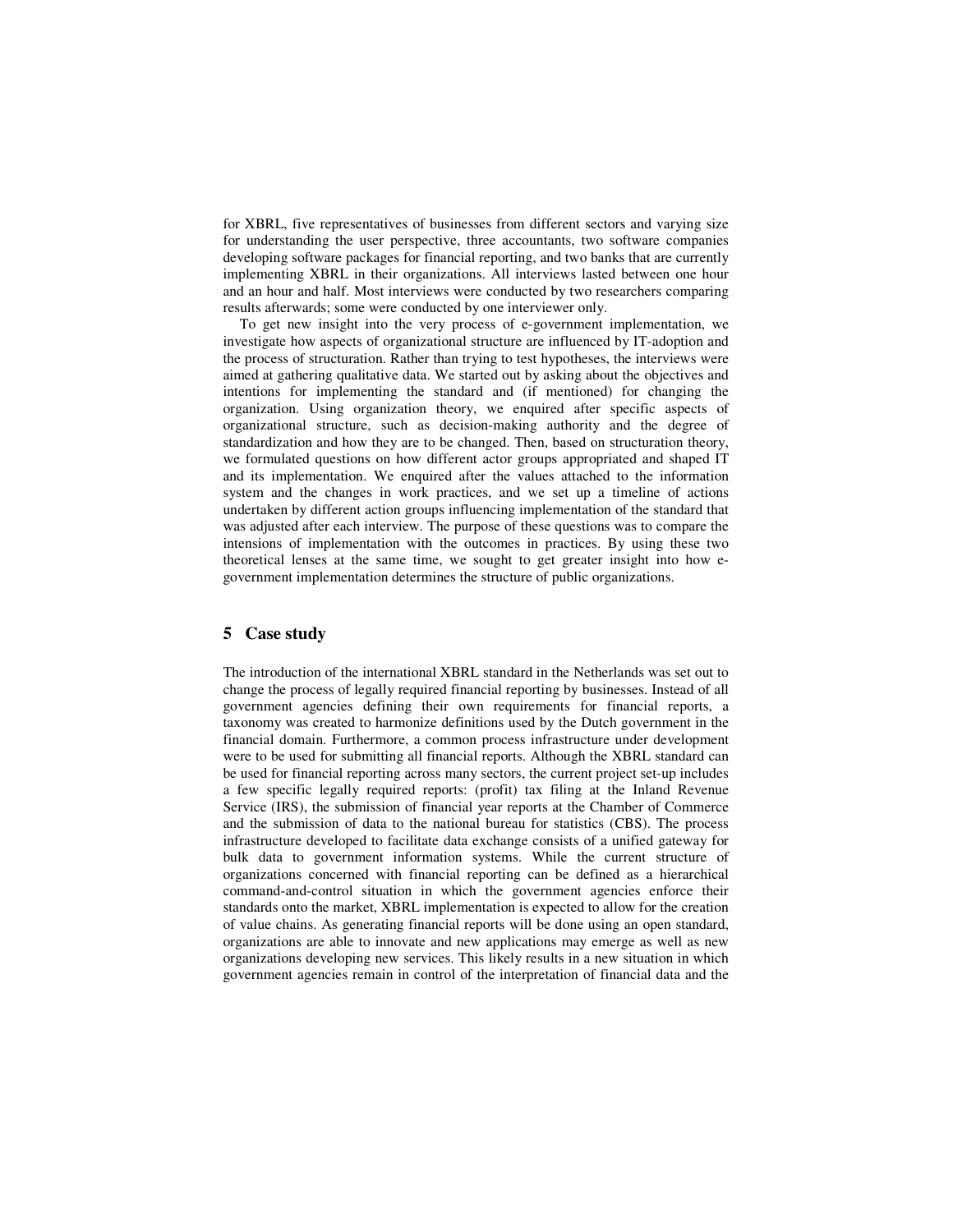for XBRL, five representatives of businesses from different sectors and varying size for understanding the user perspective, three accountants, two software companies developing software packages for financial reporting, and two banks that are currently implementing XBRL in their organizations. All interviews lasted between one hour and an hour and half. Most interviews were conducted by two researchers comparing results afterwards; some were conducted by one interviewer only.

To get new insight into the very process of e-government implementation, we investigate how aspects of organizational structure are influenced by IT-adoption and the process of structuration. Rather than trying to test hypotheses, the interviews were aimed at gathering qualitative data. We started out by asking about the objectives and intentions for implementing the standard and (if mentioned) for changing the organization. Using organization theory, we enquired after specific aspects of organizational structure, such as decision-making authority and the degree of standardization and how they are to be changed. Then, based on structuration theory, we formulated questions on how different actor groups appropriated and shaped IT and its implementation. We enquired after the values attached to the information system and the changes in work practices, and we set up a timeline of actions undertaken by different action groups influencing implementation of the standard that was adjusted after each interview. The purpose of these questions was to compare the intensions of implementation with the outcomes in practices. By using these two theoretical lenses at the same time, we sought to get greater insight into how e-government implementation determines the structure of public organizations.

## 5 Case study

The introduction of the international XBRL standard in the Netherlands was set out to change the process of legally required financial reporting by businesses. Instead of all government agencies defining their own requirements for financial reports, a taxonomy was created to harmonize definitions used by the Dutch government in the financial domain. Furthermore, a common process infrastructure under development were to be used for submitting all financial reports. Although the XBRL standard can be used for financial reporting across many sectors, the current project set-up includes a few specific legally required reports: (profit) tax filing at the Inland Revenue Service (IRS), the submission of financial year reports at the Chamber of Commerce and the submission of data to the national bureau for statistics (CBS). The process infrastructure developed to facilitate data exchange consists of a unified gateway for bulk data to government information systems. While the current structure of organizations concerned with financial reporting can be defined as a hierarchical command-and-control situation in which the government agencies enforce their standards onto the market, XBRL implementation is expected to allow for the creation of value chains. As generating financial reports will be done using an open standard, organizations are able to innovate and new applications may emerge as well as new organizations developing new services. This likely results in a new situation in which government agencies remain in control of the interpretation of financial data and the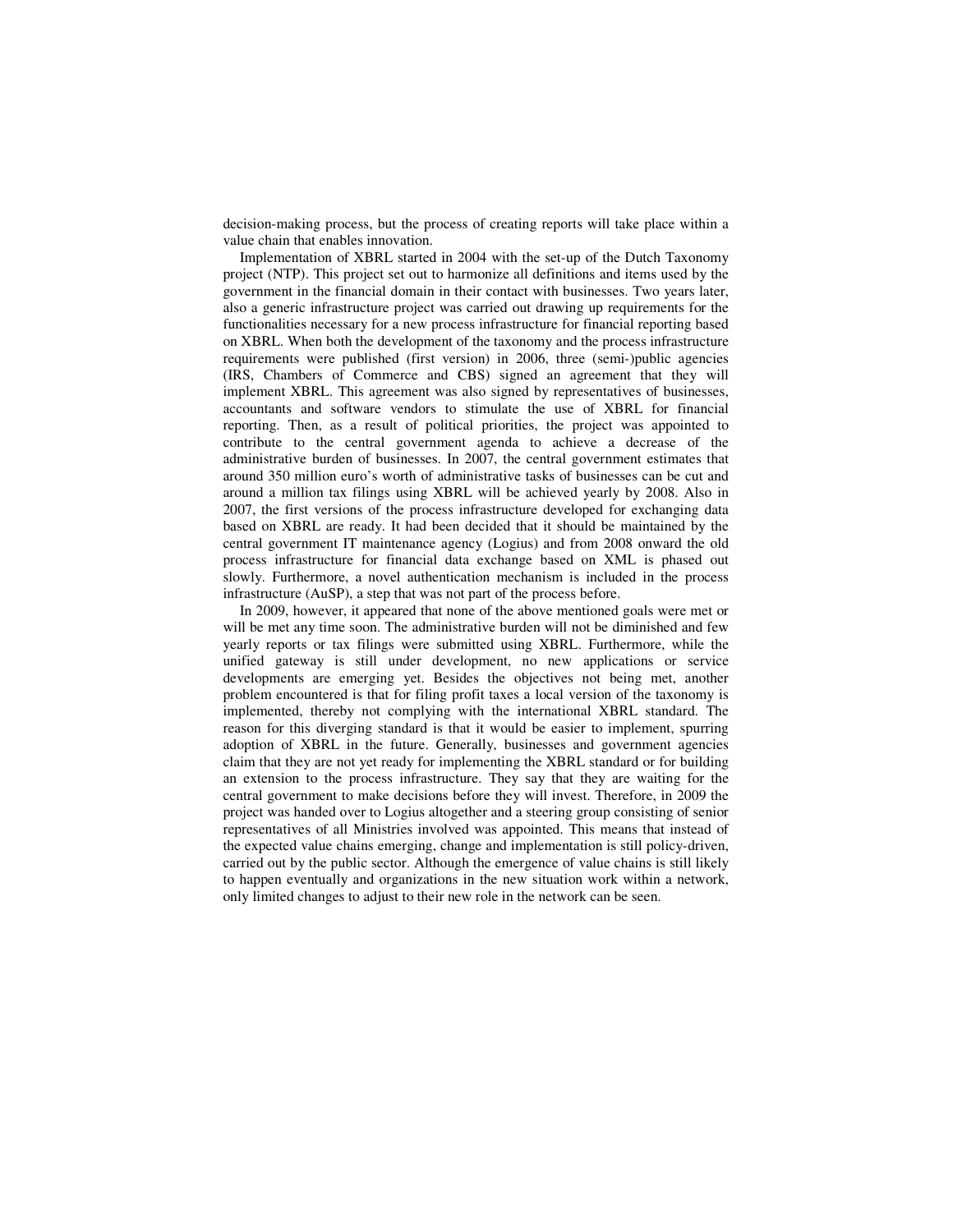decision-making process, but the process of creating reports will take place within a value chain that enables innovation.

Implementation of XBRL started in 2004 with the set-up of the Dutch Taxonomy project (NTP). This project set out to harmonize all definitions and items used by the government in the financial domain in their contact with businesses. Two years later, also a generic infrastructure project was carried out drawing up requirements for the functionalities necessary for a new process infrastructure for financial reporting based on XBRL. When both the development of the taxonomy and the process infrastructure requirements were published (first version) in 2006, three (semi-)public agencies (IRS, Chambers of Commerce and CBS) signed an agreement that they will implement XBRL. This agreement was also signed by representatives of businesses, accountants and software vendors to stimulate the use of XBRL for financial reporting. Then, as a result of political priorities, the project was appointed to contribute to the central government agenda to achieve a decrease of the administrative burden of businesses. In 2007, the central government estimates that around 350 million euro's worth of administrative tasks of businesses can be cut and around a million tax filings using XBRL will be achieved yearly by 2008. Also in 2007, the first versions of the process infrastructure developed for exchanging data based on XBRL are ready. It had been decided that it should be maintained by the central government IT maintenance agency (Logius) and from 2008 onward the old process infrastructure for financial data exchange based on XML is phased out slowly. Furthermore, a novel authentication mechanism is included in the process infrastructure (AuSP), a step that was not part of the process before.

In 2009, however, it appeared that none of the above mentioned goals were met or will be met any time soon. The administrative burden will not be diminished and few yearly reports or tax filings were submitted using XBRL. Furthermore, while the unified gateway is still under development, no new applications or service developments are emerging yet. Besides the objectives not being met, another problem encountered is that for filing profit taxes a local version of the taxonomy is implemented, thereby not complying with the international XBRL standard. The reason for this diverging standard is that it would be easier to implement, spurring adoption of XBRL in the future. Generally, businesses and government agencies claim that they are not yet ready for implementing the XBRL standard or for building an extension to the process infrastructure. They say that they are waiting for the central government to make decisions before they will invest. Therefore, in 2009 the project was handed over to Logius altogether and a steering group consisting of senior representatives of all Ministries involved was appointed. This means that instead of the expected value chains emerging, change and implementation is still policy-driven, carried out by the public sector. Although the emergence of value chains is still likely to happen eventually and organizations in the new situation work within a network, only limited changes to adjust to their new role in the network can be seen.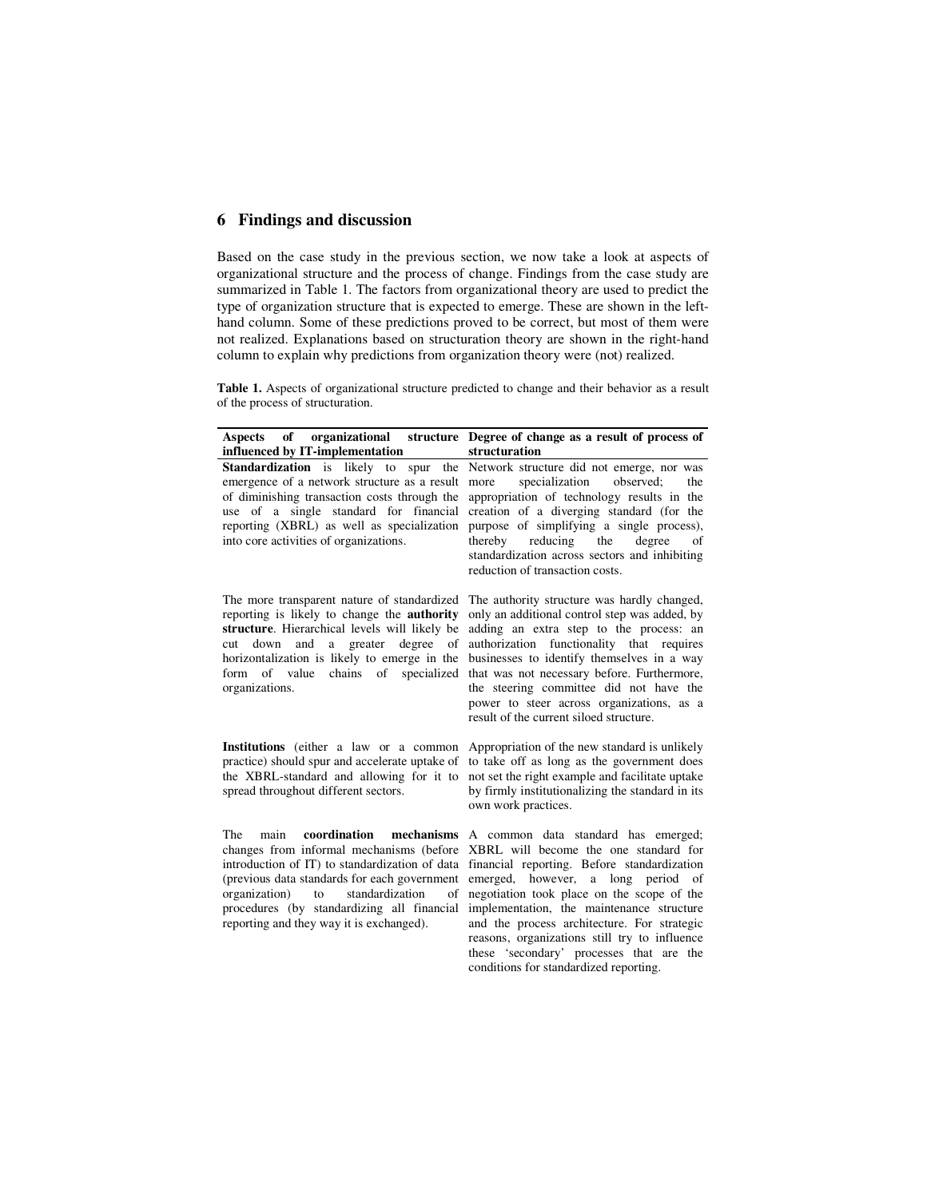## 6 Findings and discussion

Based on the case study in the previous section, we now take a look at aspects of organizational structure and the process of change. Findings from the case study are summarized in Table 1. The factors from organizational theory are used to predict the type of organization structure that is expected to emerge. These are shown in the left-hand column. Some of these predictions proved to be correct, but most of them were not realized. Explanations based on structuration theory are shown in the right-hand column to explain why predictions from organization theory were (not) realized.

**Table 1.** Aspects of organizational structure predicted to change and their behavior as a result of the process of structuration.

| Aspects of organizational structure influenced by IT-implementation | Degree of change as a result of process of structuration |
|---|---|
| **Standardization** is likely to spur the emergence of a network structure as a result of diminishing transaction costs through the use of a single standard for financial reporting (XBRL) as well as specialization into core activities of organizations. | Network structure did not emerge, nor was more specialization observed; the appropriation of technology results in the creation of a diverging standard (for the purpose of simplifying a single process), thereby reducing the degree of standardization across sectors and inhibiting reduction of transaction costs. |
| The more transparent nature of standardized reporting is likely to change the **authority structure**. Hierarchical levels will likely be cut down and a greater degree of horizontalization is likely to emerge in the form of value chains of specialized organizations. | The authority structure was hardly changed, only an additional control step was added, by adding an extra step to the process: an authorization functionality that requires businesses to identify themselves in a way that was not necessary before. Furthermore, the steering committee did not have the power to steer across organizations, as a result of the current siloed structure. |
| **Institutions** (either a law or a common practice) should spur and accelerate uptake of the XBRL-standard and allowing for it to spread throughout different sectors. | Appropriation of the new standard is unlikely to take off as long as the government does not set the right example and facilitate uptake by firmly institutionalizing the standard in its own work practices. |
| The main **coordination mechanisms** changes from informal mechanisms (before introduction of IT) to standardization of data (previous data standards for each government organization) to standardization of procedures (by standardizing all financial reporting and they way it is exchanged). | A common data standard has emerged; XBRL will become the one standard for financial reporting. Before standardization emerged, however, a long period of negotiation took place on the scope of the implementation, the maintenance structure and the process architecture. For strategic reasons, organizations still try to influence these 'secondary' processes that are the conditions for standardized reporting. |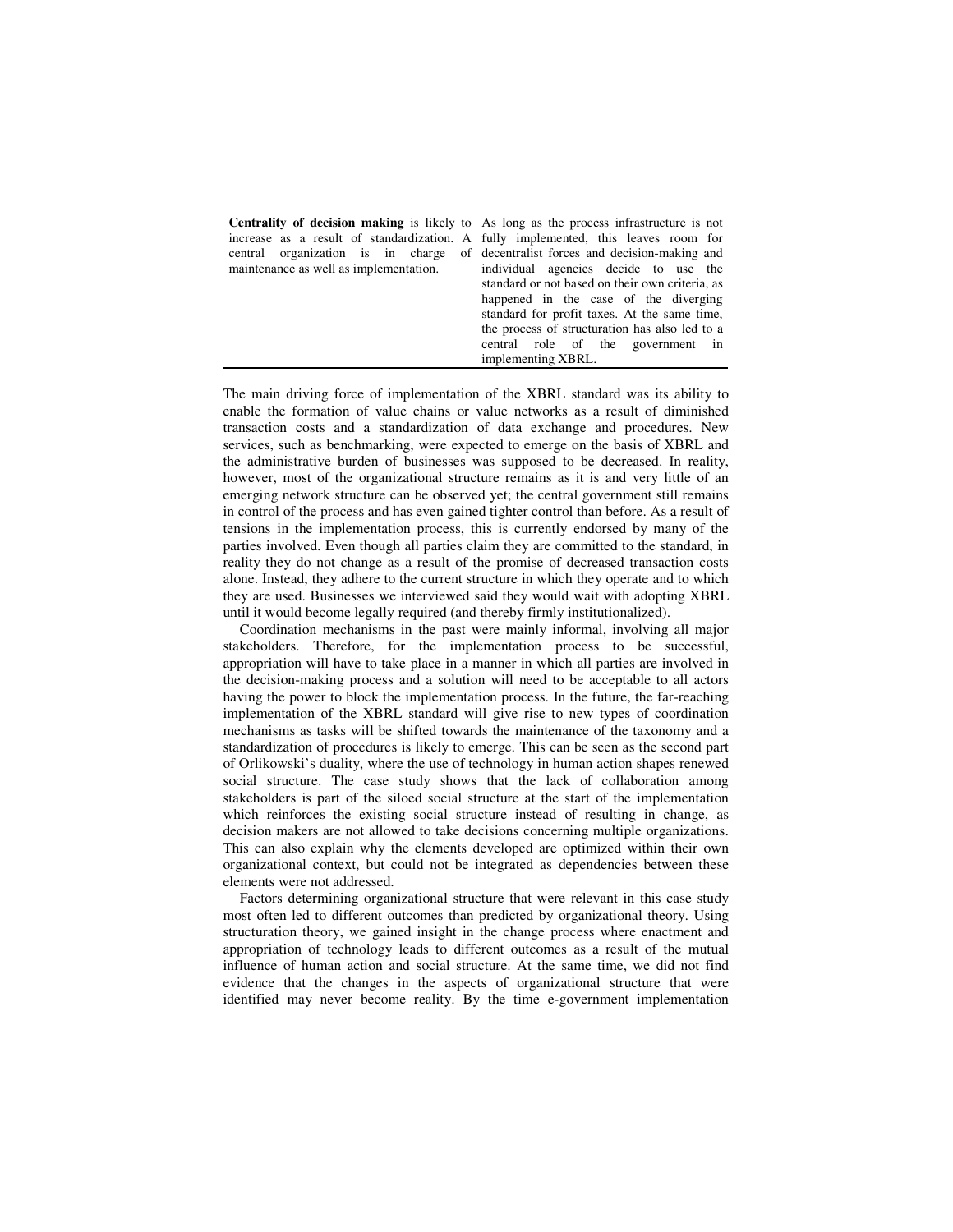| | |
|---|---|
| **Centrality of decision making** is likely to increase as a result of standardization. A central organization is in charge of maintenance as well as implementation. | As long as the process infrastructure is not fully implemented, this leaves room for decentralist forces and decision-making and individual agencies decide to use the standard or not based on their own criteria, as happened in the case of the diverging standard for profit taxes. At the same time, the process of structuration has also led to a central role of the government in implementing XBRL. |

The main driving force of implementation of the XBRL standard was its ability to enable the formation of value chains or value networks as a result of diminished transaction costs and a standardization of data exchange and procedures. New services, such as benchmarking, were expected to emerge on the basis of XBRL and the administrative burden of businesses was supposed to be decreased. In reality, however, most of the organizational structure remains as it is and very little of an emerging network structure can be observed yet; the central government still remains in control of the process and has even gained tighter control than before. As a result of tensions in the implementation process, this is currently endorsed by many of the parties involved. Even though all parties claim they are committed to the standard, in reality they do not change as a result of the promise of decreased transaction costs alone. Instead, they adhere to the current structure in which they operate and to which they are used. Businesses we interviewed said they would wait with adopting XBRL until it would become legally required (and thereby firmly institutionalized).

Coordination mechanisms in the past were mainly informal, involving all major stakeholders. Therefore, for the implementation process to be successful, appropriation will have to take place in a manner in which all parties are involved in the decision-making process and a solution will need to be acceptable to all actors having the power to block the implementation process. In the future, the far-reaching implementation of the XBRL standard will give rise to new types of coordination mechanisms as tasks will be shifted towards the maintenance of the taxonomy and a standardization of procedures is likely to emerge. This can be seen as the second part of Orlikowski's duality, where the use of technology in human action shapes renewed social structure. The case study shows that the lack of collaboration among stakeholders is part of the siloed social structure at the start of the implementation which reinforces the existing social structure instead of resulting in change, as decision makers are not allowed to take decisions concerning multiple organizations. This can also explain why the elements developed are optimized within their own organizational context, but could not be integrated as dependencies between these elements were not addressed.

Factors determining organizational structure that were relevant in this case study most often led to different outcomes than predicted by organizational theory. Using structuration theory, we gained insight in the change process where enactment and appropriation of technology leads to different outcomes as a result of the mutual influence of human action and social structure. At the same time, we did not find evidence that the changes in the aspects of organizational structure that were identified may never become reality. By the time e-government implementation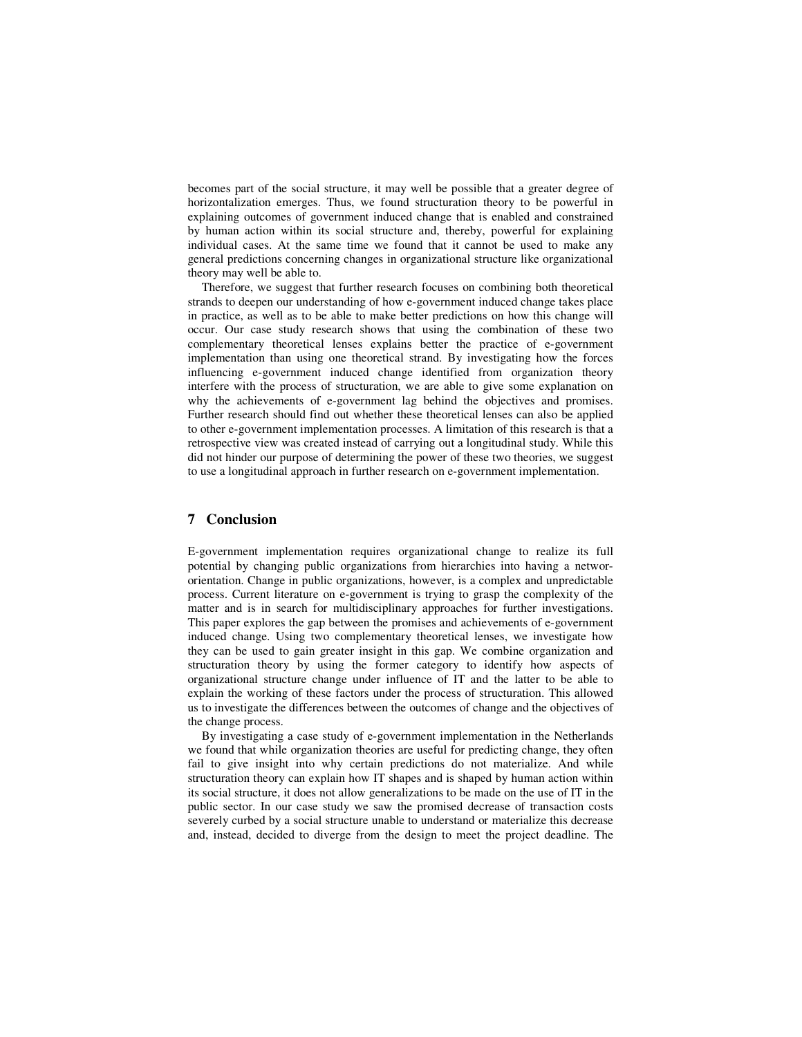becomes part of the social structure, it may well be possible that a greater degree of horizontalization emerges. Thus, we found structuration theory to be powerful in explaining outcomes of government induced change that is enabled and constrained by human action within its social structure and, thereby, powerful for explaining individual cases. At the same time we found that it cannot be used to make any general predictions concerning changes in organizational structure like organizational theory may well be able to.

Therefore, we suggest that further research focuses on combining both theoretical strands to deepen our understanding of how e-government induced change takes place in practice, as well as to be able to make better predictions on how this change will occur. Our case study research shows that using the combination of these two complementary theoretical lenses explains better the practice of e-government implementation than using one theoretical strand. By investigating how the forces influencing e-government induced change identified from organization theory interfere with the process of structuration, we are able to give some explanation on why the achievements of e-government lag behind the objectives and promises. Further research should find out whether these theoretical lenses can also be applied to other e-government implementation processes. A limitation of this research is that a retrospective view was created instead of carrying out a longitudinal study. While this did not hinder our purpose of determining the power of these two theories, we suggest to use a longitudinal approach in further research on e-government implementation.

## 7 Conclusion

E-government implementation requires organizational change to realize its full potential by changing public organizations from hierarchies into having a networ-orientation. Change in public organizations, however, is a complex and unpredictable process. Current literature on e-government is trying to grasp the complexity of the matter and is in search for multidisciplinary approaches for further investigations. This paper explores the gap between the promises and achievements of e-government induced change. Using two complementary theoretical lenses, we investigate how they can be used to gain greater insight in this gap. We combine organization and structuration theory by using the former category to identify how aspects of organizational structure change under influence of IT and the latter to be able to explain the working of these factors under the process of structuration. This allowed us to investigate the differences between the outcomes of change and the objectives of the change process.

By investigating a case study of e-government implementation in the Netherlands we found that while organization theories are useful for predicting change, they often fail to give insight into why certain predictions do not materialize. And while structuration theory can explain how IT shapes and is shaped by human action within its social structure, it does not allow generalizations to be made on the use of IT in the public sector. In our case study we saw the promised decrease of transaction costs severely curbed by a social structure unable to understand or materialize this decrease and, instead, decided to diverge from the design to meet the project deadline. The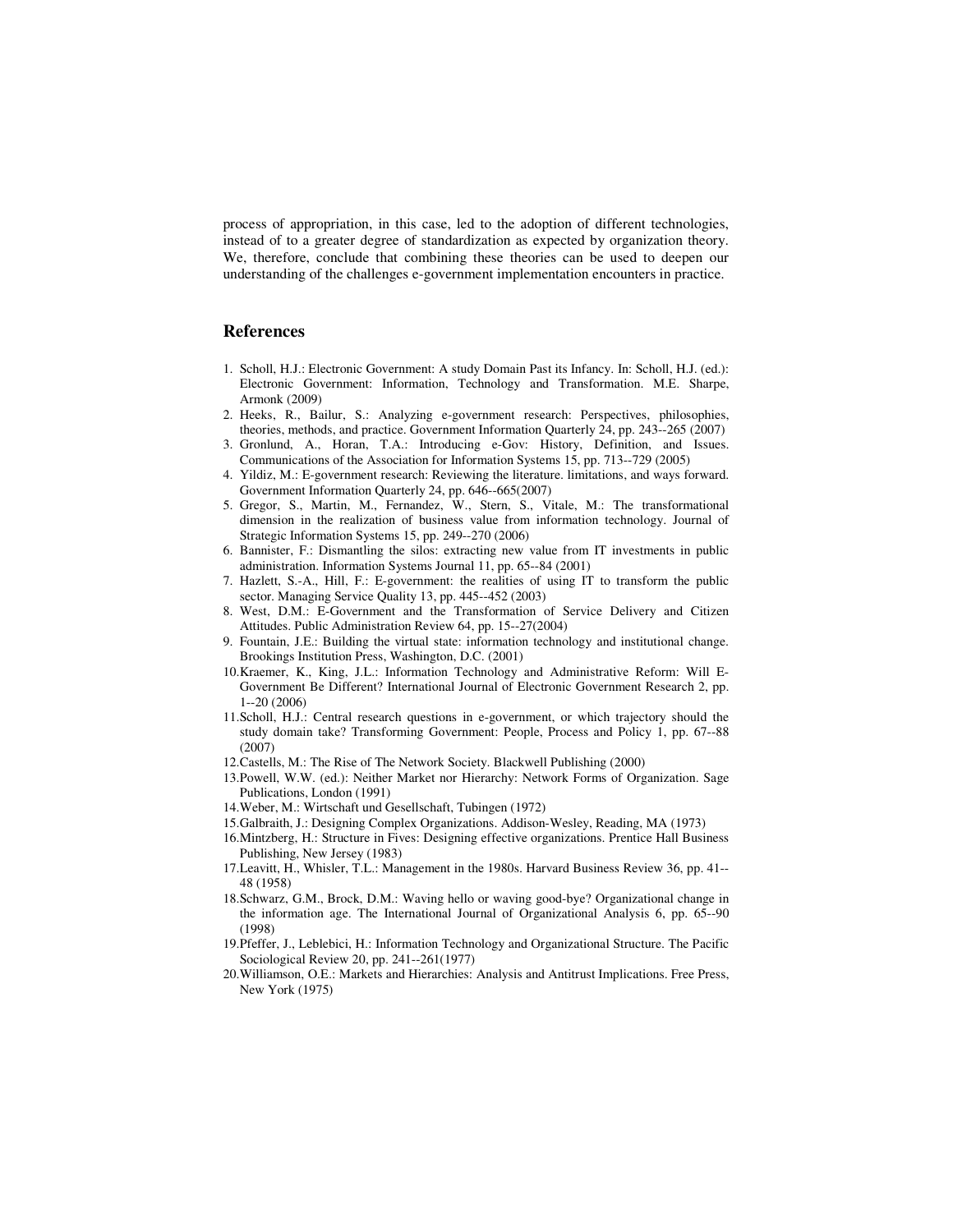process of appropriation, in this case, led to the adoption of different technologies, instead of to a greater degree of standardization as expected by organization theory. We, therefore, conclude that combining these theories can be used to deepen our understanding of the challenges e-government implementation encounters in practice.

## References

1. Scholl, H.J.: Electronic Government: A study Domain Past its Infancy. In: Scholl, H.J. (ed.): Electronic Government: Information, Technology and Transformation. M.E. Sharpe, Armonk (2009)
2. Heeks, R., Bailur, S.: Analyzing e-government research: Perspectives, philosophies, theories, methods, and practice. Government Information Quarterly 24, pp. 243--265 (2007)
3. Gronlund, A., Horan, T.A.: Introducing e-Gov: History, Definition, and Issues. Communications of the Association for Information Systems 15, pp. 713--729 (2005)
4. Yildiz, M.: E-government research: Reviewing the literature. limitations, and ways forward. Government Information Quarterly 24, pp. 646--665(2007)
5. Gregor, S., Martin, M., Fernandez, W., Stern, S., Vitale, M.: The transformational dimension in the realization of business value from information technology. Journal of Strategic Information Systems 15, pp. 249--270 (2006)
6. Bannister, F.: Dismantling the silos: extracting new value from IT investments in public administration. Information Systems Journal 11, pp. 65--84 (2001)
7. Hazlett, S.-A., Hill, F.: E-government: the realities of using IT to transform the public sector. Managing Service Quality 13, pp. 445--452 (2003)
8. West, D.M.: E-Government and the Transformation of Service Delivery and Citizen Attitudes. Public Administration Review 64, pp. 15--27(2004)
9. Fountain, J.E.: Building the virtual state: information technology and institutional change. Brookings Institution Press, Washington, D.C. (2001)
10. Kraemer, K., King, J.L.: Information Technology and Administrative Reform: Will E-Government Be Different? International Journal of Electronic Government Research 2, pp. 1--20 (2006)
11. Scholl, H.J.: Central research questions in e-government, or which trajectory should the study domain take? Transforming Government: People, Process and Policy 1, pp. 67--88 (2007)
12. Castells, M.: The Rise of The Network Society. Blackwell Publishing (2000)
13. Powell, W.W. (ed.): Neither Market nor Hierarchy: Network Forms of Organization. Sage Publications, London (1991)
14. Weber, M.: Wirtschaft und Gesellschaft, Tubingen (1972)
15. Galbraith, J.: Designing Complex Organizations. Addison-Wesley, Reading, MA (1973)
16. Mintzberg, H.: Structure in Fives: Designing effective organizations. Prentice Hall Business Publishing, New Jersey (1983)
17. Leavitt, H., Whisler, T.L.: Management in the 1980s. Harvard Business Review 36, pp. 41--48 (1958)
18. Schwarz, G.M., Brock, D.M.: Waving hello or waving good-bye? Organizational change in the information age. The International Journal of Organizational Analysis 6, pp. 65--90 (1998)
19. Pfeffer, J., Leblebici, H.: Information Technology and Organizational Structure. The Pacific Sociological Review 20, pp. 241--261(1977)
20. Williamson, O.E.: Markets and Hierarchies: Analysis and Antitrust Implications. Free Press, New York (1975)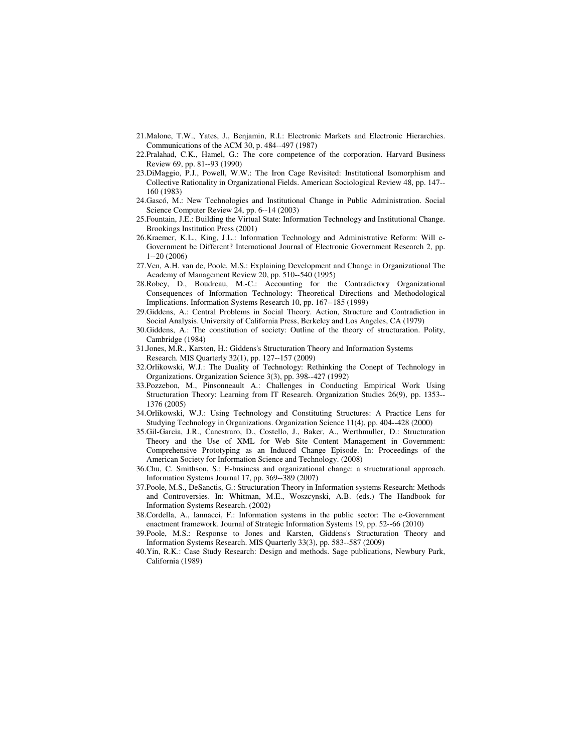21. Malone, T.W., Yates, J., Benjamin, R.I.: Electronic Markets and Electronic Hierarchies. Communications of the ACM 30, p. 484--497 (1987)
22. Pralahad, C.K., Hamel, G.: The core competence of the corporation. Harvard Business Review 69, pp. 81--93 (1990)
23. DiMaggio, P.J., Powell, W.W.: The Iron Cage Revisited: Institutional Isomorphism and Collective Rationality in Organizational Fields. American Sociological Review 48, pp. 147--160 (1983)
24. Gascó, M.: New Technologies and Institutional Change in Public Administration. Social Science Computer Review 24, pp. 6--14 (2003)
25. Fountain, J.E.: Building the Virtual State: Information Technology and Institutional Change. Brookings Institution Press (2001)
26. Kraemer, K.L., King, J.L.: Information Technology and Administrative Reform: Will e-Government be Different? International Journal of Electronic Government Research 2, pp. 1--20 (2006)
27. Ven, A.H. van de, Poole, M.S.: Explaining Development and Change in Organizational The Academy of Management Review 20, pp. 510--540 (1995)
28. Robey, D., Boudreau, M.-C.: Accounting for the Contradictory Organizational Consequences of Information Technology: Theoretical Directions and Methodological Implications. Information Systems Research 10, pp. 167--185 (1999)
29. Giddens, A.: Central Problems in Social Theory. Action, Structure and Contradiction in Social Analysis. University of California Press, Berkeley and Los Angeles, CA (1979)
30. Giddens, A.: The constitution of society: Outline of the theory of structuration. Polity, Cambridge (1984)
31. Jones, M.R., Karsten, H.: Giddens's Structuration Theory and Information Systems Research. MIS Quarterly 32(1), pp. 127--157 (2009)
32. Orlikowski, W.J.: The Duality of Technology: Rethinking the Conept of Technology in Organizations. Organization Science 3(3), pp. 398--427 (1992)
33. Pozzebon, M., Pinsonneault A.: Challenges in Conducting Empirical Work Using Structuration Theory: Learning from IT Research. Organization Studies 26(9), pp. 1353--1376 (2005)
34. Orlikowski, W.J.: Using Technology and Constituting Structures: A Practice Lens for Studying Technology in Organizations. Organization Science 11(4), pp. 404--428 (2000)
35. Gil-Garcia, J.R., Canestraro, D., Costello, J., Baker, A., Werthmuller, D.: Structuration Theory and the Use of XML for Web Site Content Management in Government: Comprehensive Prototyping as an Induced Change Episode. In: Proceedings of the American Society for Information Science and Technology. (2008)
36. Chu, C. Smithson, S.: E-business and organizational change: a structurational approach. Information Systems Journal 17, pp. 369--389 (2007)
37. Poole, M.S., DeSanctis, G.: Structuration Theory in Information systems Research: Methods and Controversies. In: Whitman, M.E., Woszcynski, A.B. (eds.) The Handbook for Information Systems Research. (2002)
38. Cordella, A., Iannacci, F.: Information systems in the public sector: The e-Government enactment framework. Journal of Strategic Information Systems 19, pp. 52--66 (2010)
39. Poole, M.S.: Response to Jones and Karsten, Giddens's Structuration Theory and Information Systems Research. MIS Quarterly 33(3), pp. 583--587 (2009)
40. Yin, R.K.: Case Study Research: Design and methods. Sage publications, Newbury Park, California (1989)